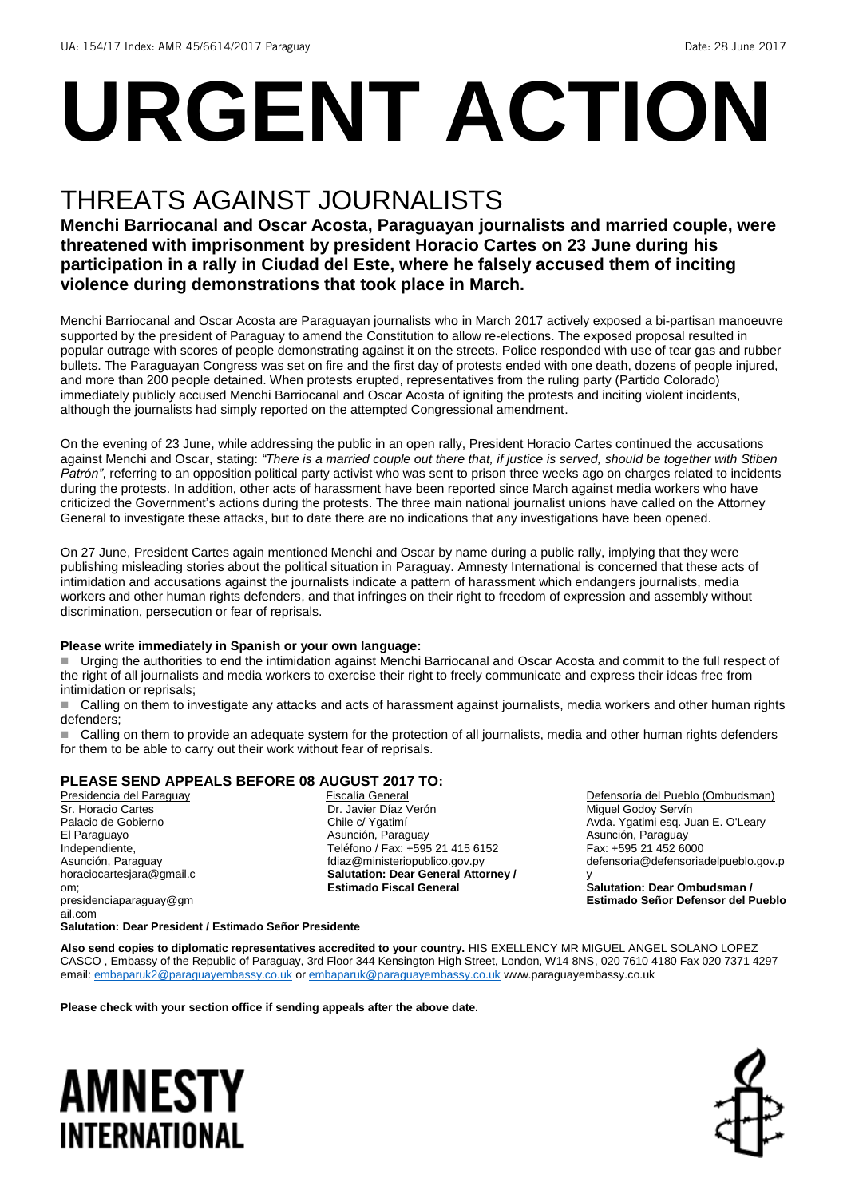UA: 154/17 Index: AMR 45/6614/2017 Paraguay Date: 28 June 2017

# URGENT ACTION

## THREATS AGAINST JOURNALISTS

**Menchi Barriocanal and Oscar Acosta, Paraguayan journalists and married couple, were threatened with imprisonment by president Horacio Cartes on 23 June during his participation in a rally in Ciudad del Este, where he falsely accused them of inciting violence during demonstrations that took place in March.**

Menchi Barriocanal and Oscar Acosta are Paraguayan journalists who in March 2017 actively exposed a bi-partisan manoeuvre supported by the president of Paraguay to amend the Constitution to allow re-elections. The exposed proposal resulted in popular outrage with scores of people demonstrating against it on the streets. Police responded with use of tear gas and rubber bullets. The Paraguayan Congress was set on fire and the first day of protests ended with one death, dozens of people injured, and more than 200 people detained. When protests erupted, representatives from the ruling party (Partido Colorado) immediately publicly accused Menchi Barriocanal and Oscar Acosta of igniting the protests and inciting violent incidents, although the journalists had simply reported on the attempted Congressional amendment.

On the evening of 23 June, while addressing the public in an open rally, President Horacio Cartes continued the accusations against Menchi and Oscar, stating: *"There is a married couple out there that, if justice is served, should be together with Stiben Patrón"*, referring to an opposition political party activist who was sent to prison three weeks ago on charges related to incidents during the protests. In addition, other acts of harassment have been reported since March against media workers who have criticized the Government's actions during the protests. The three main national journalist unions have called on the Attorney General to investigate these attacks, but to date there are no indications that any investigations have been opened.

On 27 June, President Cartes again mentioned Menchi and Oscar by name during a public rally, implying that they were publishing misleading stories about the political situation in Paraguay. Amnesty International is concerned that these acts of intimidation and accusations against the journalists indicate a pattern of harassment which endangers journalists, media workers and other human rights defenders, and that infringes on their right to freedom of expression and assembly without discrimination, persecution or fear of reprisals.

**Please write immediately in Spanish or your own language:**

- Urging the authorities to end the intimidation against Menchi Barriocanal and Oscar Acosta and commit to the full respect of the right of all journalists and media workers to exercise their right to freely communicate and express their ideas free from intimidation or reprisals;
- Calling on them to investigate any attacks and acts of harassment against journalists, media workers and other human rights defenders;
- Calling on them to provide an adequate system for the protection of all journalists, media and other human rights defenders for them to be able to carry out their work without fear of reprisals.

### PLEASE SEND APPEALS BEFORE 08 AUGUST 2017 TO:

Presidencia del Paraguay
Sr. Horacio Cartes
Palacio de Gobierno
El Paraguayo
Independiente,
Asunción, Paraguay
horaciocartesjara@gmail.com;
presidenciaparaguay@gmail.com
**Salutation: Dear President / Estimado Señor Presidente**

Fiscalía General
Dr. Javier Díaz Verón
Chile c/ Ygatimí
Asunción, Paraguay
Teléfono / Fax: +595 21 415 6152
fdiaz@ministeriopublico.gov.py
**Salutation: Dear General Attorney / Estimado Fiscal General**

Defensoría del Pueblo (Ombudsman)
Miguel Godoy Servín
Avda. Ygatimi esq. Juan E. O'Leary
Asunción, Paraguay
Fax: +595 21 452 6000
defensoria@defensoriadelpueblo.gov.py
**Salutation: Dear Ombudsman / Estimado Señor Defensor del Pueblo**

**Also send copies to diplomatic representatives accredited to your country.** HIS EXELLENCY MR MIGUEL ANGEL SOLANO LOPEZ CASCO , Embassy of the Republic of Paraguay, 3rd Floor 344 Kensington High Street, London, W14 8NS, 020 7610 4180 Fax 020 7371 4297 email: embaparuk2@paraguayembassy.co.uk or embaparuk@paraguayembassy.co.uk www.paraguayembassy.co.uk

**Please check with your section office if sending appeals after the above date.**

AMNESTY INTERNATIONAL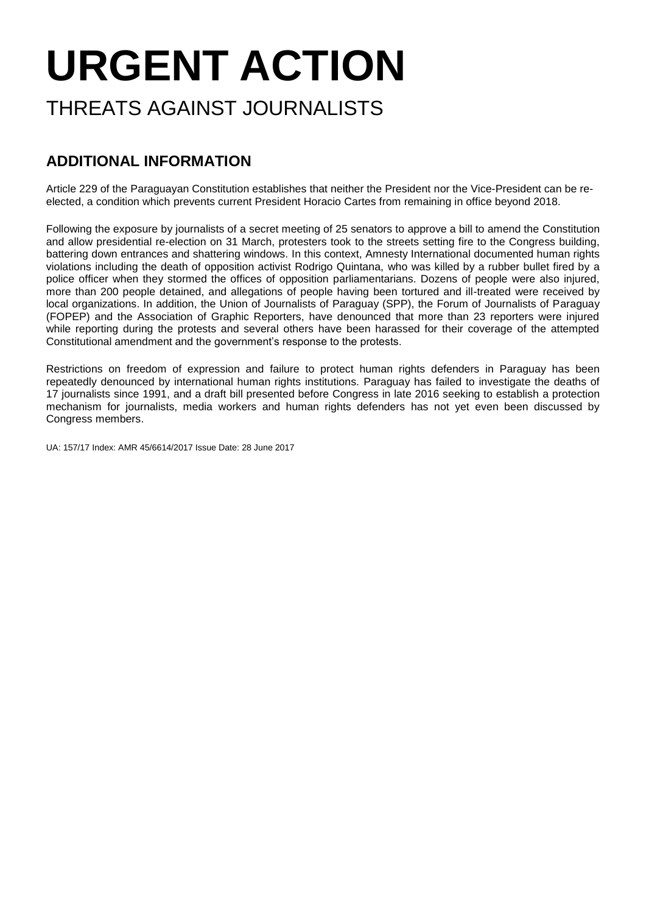# URGENT ACTION

THREATS AGAINST JOURNALISTS

## ADDITIONAL INFORMATION

Article 229 of the Paraguayan Constitution establishes that neither the President nor the Vice-President can be re-elected, a condition which prevents current President Horacio Cartes from remaining in office beyond 2018.

Following the exposure by journalists of a secret meeting of 25 senators to approve a bill to amend the Constitution and allow presidential re-election on 31 March, protesters took to the streets setting fire to the Congress building, battering down entrances and shattering windows. In this context, Amnesty International documented human rights violations including the death of opposition activist Rodrigo Quintana, who was killed by a rubber bullet fired by a police officer when they stormed the offices of opposition parliamentarians. Dozens of people were also injured, more than 200 people detained, and allegations of people having been tortured and ill-treated were received by local organizations. In addition, the Union of Journalists of Paraguay (SPP), the Forum of Journalists of Paraguay (FOPEP) and the Association of Graphic Reporters, have denounced that more than 23 reporters were injured while reporting during the protests and several others have been harassed for their coverage of the attempted Constitutional amendment and the government's response to the protests.

Restrictions on freedom of expression and failure to protect human rights defenders in Paraguay has been repeatedly denounced by international human rights institutions. Paraguay has failed to investigate the deaths of 17 journalists since 1991, and a draft bill presented before Congress in late 2016 seeking to establish a protection mechanism for journalists, media workers and human rights defenders has not yet even been discussed by Congress members.

UA: 157/17 Index: AMR 45/6614/2017 Issue Date: 28 June 2017